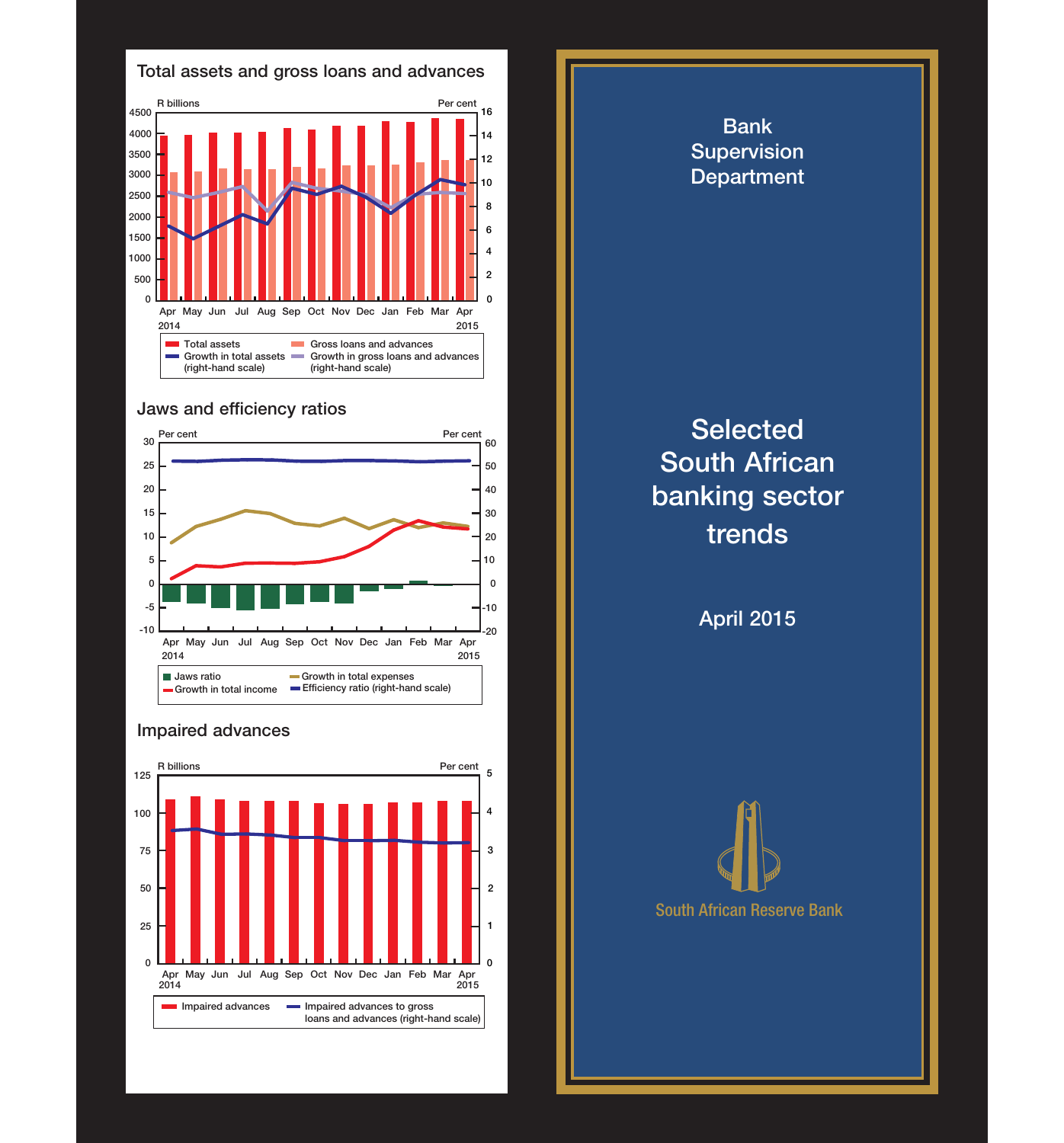## Total assets and gross loans and advances

R billions / Per cent

Apr 2014 – Apr 2015

- Total assets
- Gross loans and advances
- Growth in total assets (right-hand scale)
- Growth in gross loans and advances (right-hand scale)

## Jaws and efficiency ratios

Per cent / Per cent

Apr 2014 – Apr 2015

- Jaws ratio
- Growth in total income
- Growth in total expenses
- Efficiency ratio (right-hand scale)

## Impaired advances

R billions / Per cent

Apr 2014 – Apr 2015

- Impaired advances
- Impaired advances to gross loans and advances (right-hand scale)

---

# Bank Supervision Department

# Selected South African banking sector trends

## April 2015

South African Reserve Bank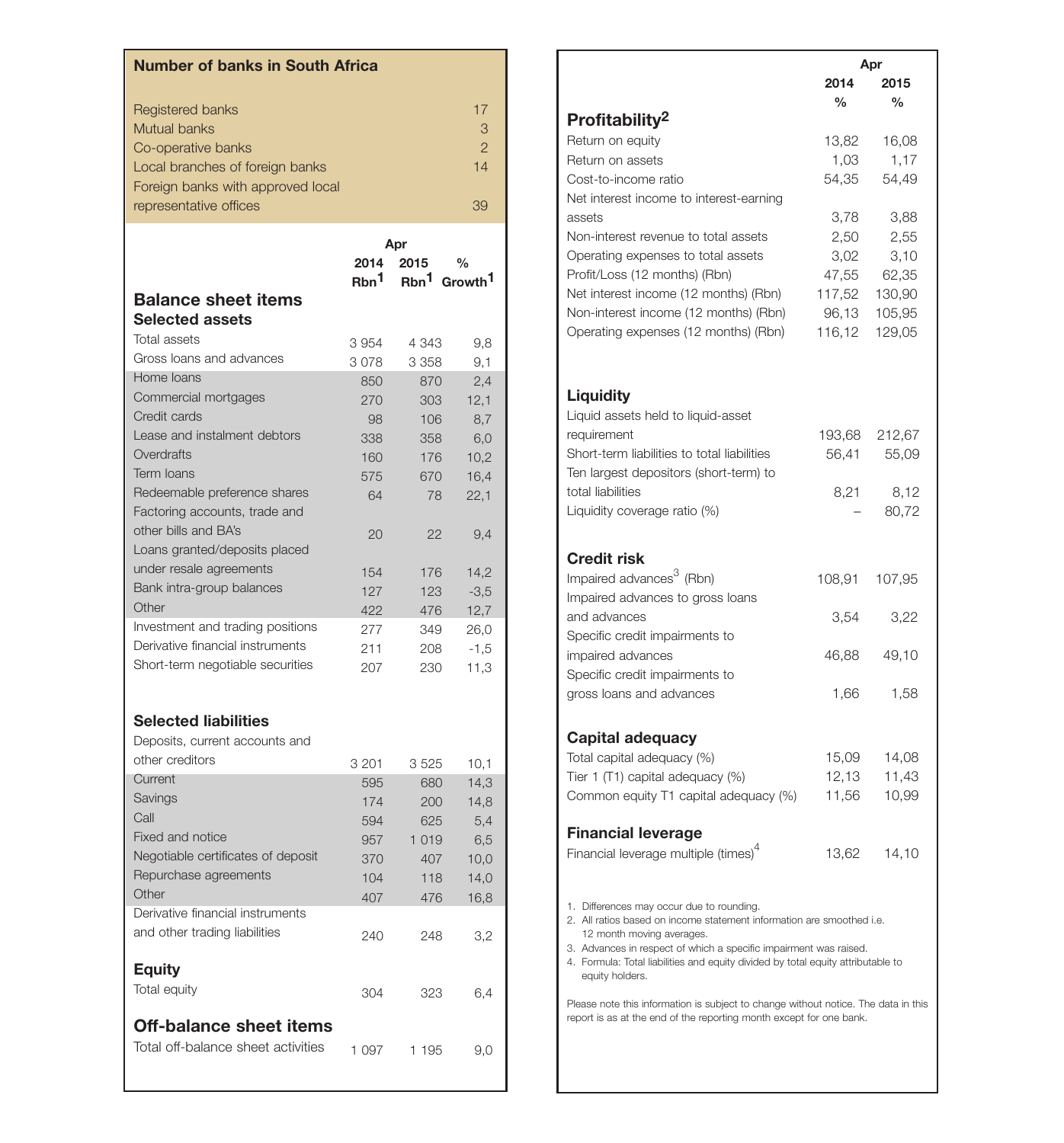## Number of banks in South Africa

| | |
|---|---|
| Registered banks | 17 |
| Mutual banks | 3 |
| Co-operative banks | 2 |
| Local branches of foreign banks | 14 |
| Foreign banks with approved local representative offices | 39 |

| | Apr 2014 Rbn[1] | Apr 2015 Rbn[1] | % Growth[1] |
|---|---|---|---|
| **Balance sheet items** | | | |
| **Selected assets** | | | |
| Total assets | 3 954 | 4 343 | 9,8 |
| Gross loans and advances | 3 078 | 3 358 | 9,1 |
| Home loans | 850 | 870 | 2,4 |
| Commercial mortgages | 270 | 303 | 12,1 |
| Credit cards | 98 | 106 | 8,7 |
| Lease and instalment debtors | 338 | 358 | 6,0 |
| Overdrafts | 160 | 176 | 10,2 |
| Term loans | 575 | 670 | 16,4 |
| Redeemable preference shares | 64 | 78 | 22,1 |
| Factoring accounts, trade and other bills and BA's | 20 | 22 | 9,4 |
| Loans granted/deposits placed under resale agreements | 154 | 176 | 14,2 |
| Bank intra-group balances | 127 | 123 | -3,5 |
| Other | 422 | 476 | 12,7 |
| Investment and trading positions | 277 | 349 | 26,0 |
| Derivative financial instruments | 211 | 208 | -1,5 |
| Short-term negotiable securities | 207 | 230 | 11,3 |
| **Selected liabilities** | | | |
| Deposits, current accounts and other creditors | 3 201 | 3 525 | 10,1 |
| Current | 595 | 680 | 14,3 |
| Savings | 174 | 200 | 14,8 |
| Call | 594 | 625 | 5,4 |
| Fixed and notice | 957 | 1 019 | 6,5 |
| Negotiable certificates of deposit | 370 | 407 | 10,0 |
| Repurchase agreements | 104 | 118 | 14,0 |
| Other | 407 | 476 | 16,8 |
| Derivative financial instruments and other trading liabilities | 240 | 248 | 3,2 |
| **Equity** | | | |
| Total equity | 304 | 323 | 6,4 |
| **Off-balance sheet items** | | | |
| Total off-balance sheet activities | 1 097 | 1 195 | 9,0 |

| | Apr 2014 % | Apr 2015 % |
|---|---|---|
| **Profitability[2]** | | |
| Return on equity | 13,82 | 16,08 |
| Return on assets | 1,03 | 1,17 |
| Cost-to-income ratio | 54,35 | 54,49 |
| Net interest income to interest-earning assets | 3,78 | 3,88 |
| Non-interest revenue to total assets | 2,50 | 2,55 |
| Operating expenses to total assets | 3,02 | 3,10 |
| Profit/Loss (12 months) (Rbn) | 47,55 | 62,35 |
| Net interest income (12 months) (Rbn) | 117,52 | 130,90 |
| Non-interest income (12 months) (Rbn) | 96,13 | 105,95 |
| Operating expenses (12 months) (Rbn) | 116,12 | 129,05 |
| **Liquidity** | | |
| Liquid assets held to liquid-asset requirement | 193,68 | 212,67 |
| Short-term liabilities to total liabilities | 56,41 | 55,09 |
| Ten largest depositors (short-term) to total liabilities | 8,21 | 8,12 |
| Liquidity coverage ratio (%) | – | 80,72 |
| **Credit risk** | | |
| Impaired advances[3] (Rbn) | 108,91 | 107,95 |
| Impaired advances to gross loans and advances | 3,54 | 3,22 |
| Specific credit impairments to impaired advances | 46,88 | 49,10 |
| Specific credit impairments to gross loans and advances | 1,66 | 1,58 |
| **Capital adequacy** | | |
| Total capital adequacy (%) | 15,09 | 14,08 |
| Tier 1 (T1) capital adequacy (%) | 12,13 | 11,43 |
| Common equity T1 capital adequacy (%) | 11,56 | 10,99 |
| **Financial leverage** | | |
| Financial leverage multiple (times)[4] | 13,62 | 14,10 |

1. Differences may occur due to rounding.
2. All ratios based on income statement information are smoothed i.e. 12 month moving averages.
3. Advances in respect of which a specific impairment was raised.
4. Formula: Total liabilities and equity divided by total equity attributable to equity holders.

Please note this information is subject to change without notice. The data in this report is as at the end of the reporting month except for one bank.